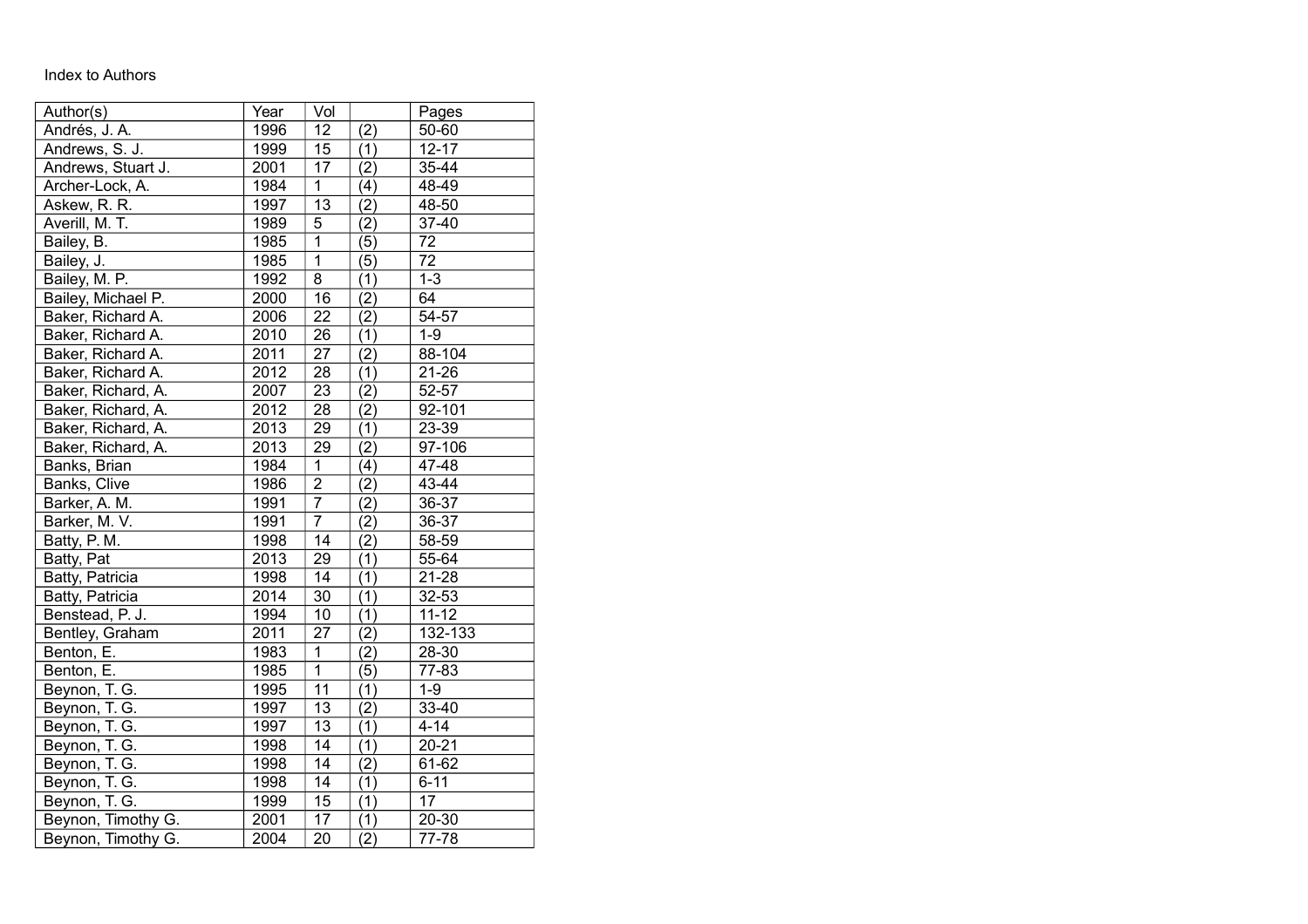Index to Authors

| Author(s) | Year | Vol | | Pages |
|---|---|---|---|---|
| Andrés, J. A. | 1996 | 12 | (2) | 50-60 |
| Andrews, S. J. | 1999 | 15 | (1) | 12-17 |
| Andrews, Stuart J. | 2001 | 17 | (2) | 35-44 |
| Archer-Lock, A. | 1984 | 1 | (4) | 48-49 |
| Askew, R. R. | 1997 | 13 | (2) | 48-50 |
| Averill, M. T. | 1989 | 5 | (2) | 37-40 |
| Bailey, B. | 1985 | 1 | (5) | 72 |
| Bailey, J. | 1985 | 1 | (5) | 72 |
| Bailey, M. P. | 1992 | 8 | (1) | 1-3 |
| Bailey, Michael P. | 2000 | 16 | (2) | 64 |
| Baker, Richard A. | 2006 | 22 | (2) | 54-57 |
| Baker, Richard A. | 2010 | 26 | (1) | 1-9 |
| Baker, Richard A. | 2011 | 27 | (2) | 88-104 |
| Baker, Richard A. | 2012 | 28 | (1) | 21-26 |
| Baker, Richard, A. | 2007 | 23 | (2) | 52-57 |
| Baker, Richard, A. | 2012 | 28 | (2) | 92-101 |
| Baker, Richard, A. | 2013 | 29 | (1) | 23-39 |
| Baker, Richard, A. | 2013 | 29 | (2) | 97-106 |
| Banks, Brian | 1984 | 1 | (4) | 47-48 |
| Banks, Clive | 1986 | 2 | (2) | 43-44 |
| Barker, A. M. | 1991 | 7 | (2) | 36-37 |
| Barker, M. V. | 1991 | 7 | (2) | 36-37 |
| Batty, P. M. | 1998 | 14 | (2) | 58-59 |
| Batty, Pat | 2013 | 29 | (1) | 55-64 |
| Batty, Patricia | 1998 | 14 | (1) | 21-28 |
| Batty, Patricia | 2014 | 30 | (1) | 32-53 |
| Benstead, P. J. | 1994 | 10 | (1) | 11-12 |
| Bentley, Graham | 2011 | 27 | (2) | 132-133 |
| Benton, E. | 1983 | 1 | (2) | 28-30 |
| Benton, E. | 1985 | 1 | (5) | 77-83 |
| Beynon, T. G. | 1995 | 11 | (1) | 1-9 |
| Beynon, T. G. | 1997 | 13 | (2) | 33-40 |
| Beynon, T. G. | 1997 | 13 | (1) | 4-14 |
| Beynon, T. G. | 1998 | 14 | (1) | 20-21 |
| Beynon, T. G. | 1998 | 14 | (2) | 61-62 |
| Beynon, T. G. | 1998 | 14 | (1) | 6-11 |
| Beynon, T. G. | 1999 | 15 | (1) | 17 |
| Beynon, Timothy G. | 2001 | 17 | (1) | 20-30 |
| Beynon, Timothy G. | 2004 | 20 | (2) | 77-78 |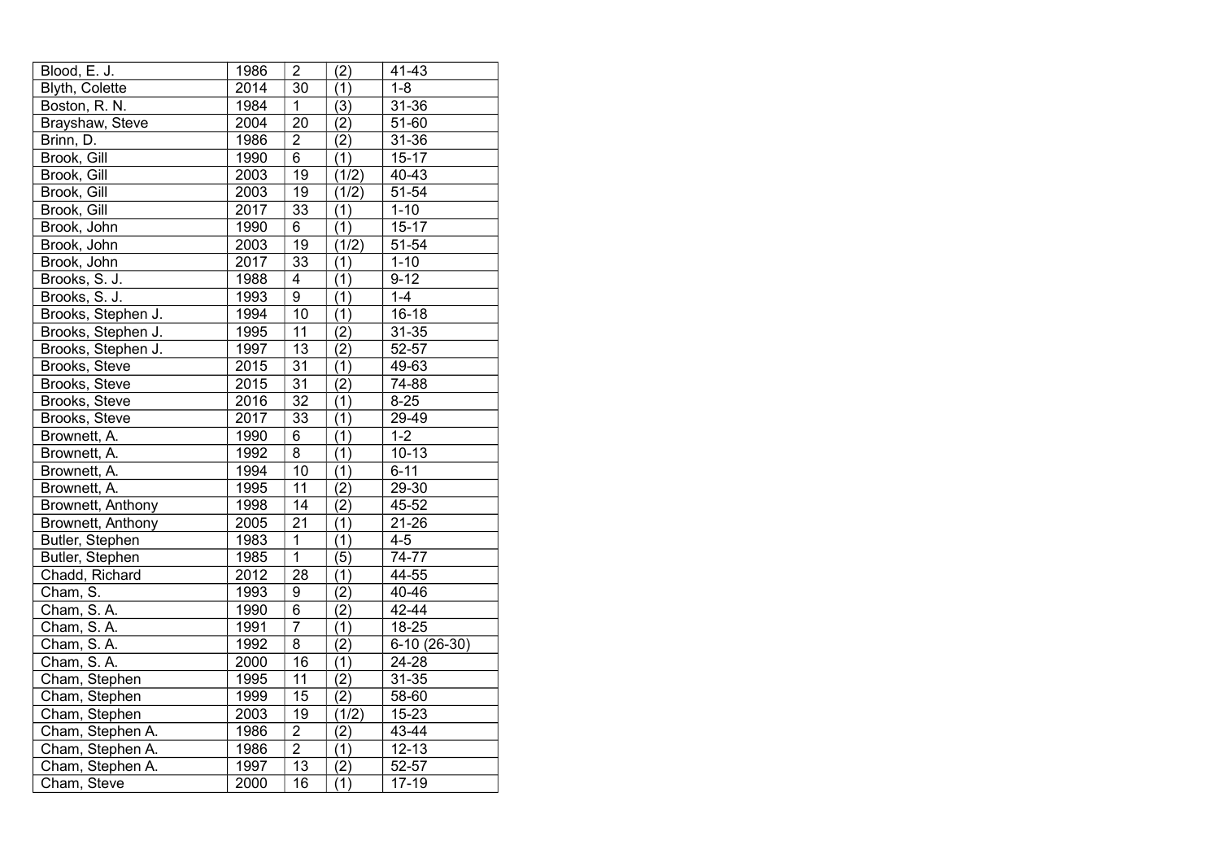| Blood, E. J. | 1986 | 2 | (2) | 41-43 |
|---|---|---|---|---|
| Blyth, Colette | 2014 | 30 | (1) | 1-8 |
| Boston, R. N. | 1984 | 1 | (3) | 31-36 |
| Brayshaw, Steve | 2004 | 20 | (2) | 51-60 |
| Brinn, D. | 1986 | 2 | (2) | 31-36 |
| Brook, Gill | 1990 | 6 | (1) | 15-17 |
| Brook, Gill | 2003 | 19 | (1/2) | 40-43 |
| Brook, Gill | 2003 | 19 | (1/2) | 51-54 |
| Brook, Gill | 2017 | 33 | (1) | 1-10 |
| Brook, John | 1990 | 6 | (1) | 15-17 |
| Brook, John | 2003 | 19 | (1/2) | 51-54 |
| Brook, John | 2017 | 33 | (1) | 1-10 |
| Brooks, S. J. | 1988 | 4 | (1) | 9-12 |
| Brooks, S. J. | 1993 | 9 | (1) | 1-4 |
| Brooks, Stephen J. | 1994 | 10 | (1) | 16-18 |
| Brooks, Stephen J. | 1995 | 11 | (2) | 31-35 |
| Brooks, Stephen J. | 1997 | 13 | (2) | 52-57 |
| Brooks, Steve | 2015 | 31 | (1) | 49-63 |
| Brooks, Steve | 2015 | 31 | (2) | 74-88 |
| Brooks, Steve | 2016 | 32 | (1) | 8-25 |
| Brooks, Steve | 2017 | 33 | (1) | 29-49 |
| Brownett, A. | 1990 | 6 | (1) | 1-2 |
| Brownett, A. | 1992 | 8 | (1) | 10-13 |
| Brownett, A. | 1994 | 10 | (1) | 6-11 |
| Brownett, A. | 1995 | 11 | (2) | 29-30 |
| Brownett, Anthony | 1998 | 14 | (2) | 45-52 |
| Brownett, Anthony | 2005 | 21 | (1) | 21-26 |
| Butler, Stephen | 1983 | 1 | (1) | 4-5 |
| Butler, Stephen | 1985 | 1 | (5) | 74-77 |
| Chadd, Richard | 2012 | 28 | (1) | 44-55 |
| Cham, S. | 1993 | 9 | (2) | 40-46 |
| Cham, S. A. | 1990 | 6 | (2) | 42-44 |
| Cham, S. A. | 1991 | 7 | (1) | 18-25 |
| Cham, S. A. | 1992 | 8 | (2) | 6-10 (26-30) |
| Cham, S. A. | 2000 | 16 | (1) | 24-28 |
| Cham, Stephen | 1995 | 11 | (2) | 31-35 |
| Cham, Stephen | 1999 | 15 | (2) | 58-60 |
| Cham, Stephen | 2003 | 19 | (1/2) | 15-23 |
| Cham, Stephen A. | 1986 | 2 | (2) | 43-44 |
| Cham, Stephen A. | 1986 | 2 | (1) | 12-13 |
| Cham, Stephen A. | 1997 | 13 | (2) | 52-57 |
| Cham, Steve | 2000 | 16 | (1) | 17-19 |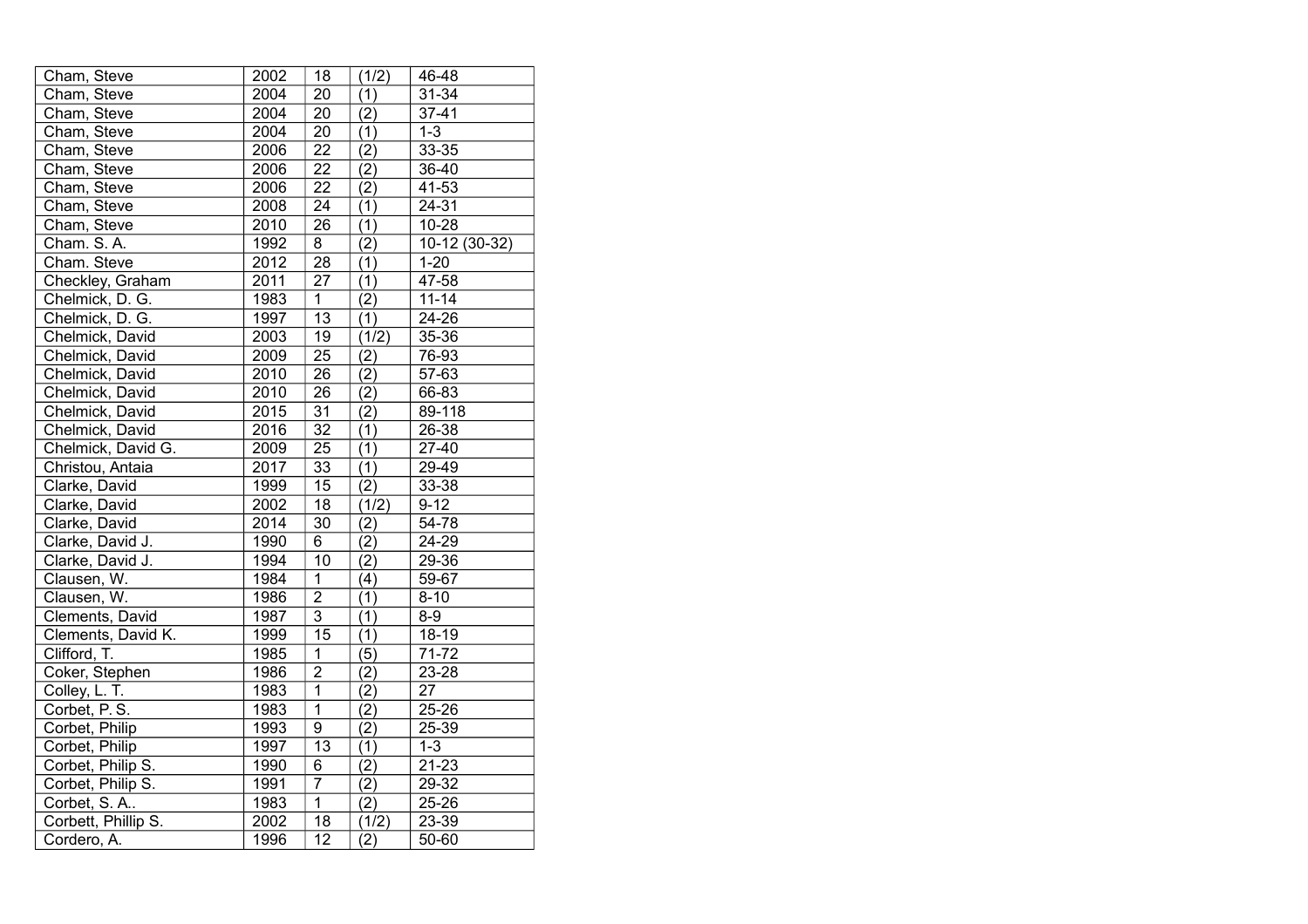| Cham, Steve | 2002 | 18 | (1/2) | 46-48 |
|---|---|---|---|---|
| Cham, Steve | 2004 | 20 | (1) | 31-34 |
| Cham, Steve | 2004 | 20 | (2) | 37-41 |
| Cham, Steve | 2004 | 20 | (1) | 1-3 |
| Cham, Steve | 2006 | 22 | (2) | 33-35 |
| Cham, Steve | 2006 | 22 | (2) | 36-40 |
| Cham, Steve | 2006 | 22 | (2) | 41-53 |
| Cham, Steve | 2008 | 24 | (1) | 24-31 |
| Cham, Steve | 2010 | 26 | (1) | 10-28 |
| Cham. S. A. | 1992 | 8 | (2) | 10-12 (30-32) |
| Cham. Steve | 2012 | 28 | (1) | 1-20 |
| Checkley, Graham | 2011 | 27 | (1) | 47-58 |
| Chelmick, D. G. | 1983 | 1 | (2) | 11-14 |
| Chelmick, D. G. | 1997 | 13 | (1) | 24-26 |
| Chelmick, David | 2003 | 19 | (1/2) | 35-36 |
| Chelmick, David | 2009 | 25 | (2) | 76-93 |
| Chelmick, David | 2010 | 26 | (2) | 57-63 |
| Chelmick, David | 2010 | 26 | (2) | 66-83 |
| Chelmick, David | 2015 | 31 | (2) | 89-118 |
| Chelmick, David | 2016 | 32 | (1) | 26-38 |
| Chelmick, David G. | 2009 | 25 | (1) | 27-40 |
| Christou, Antaia | 2017 | 33 | (1) | 29-49 |
| Clarke, David | 1999 | 15 | (2) | 33-38 |
| Clarke, David | 2002 | 18 | (1/2) | 9-12 |
| Clarke, David | 2014 | 30 | (2) | 54-78 |
| Clarke, David J. | 1990 | 6 | (2) | 24-29 |
| Clarke, David J. | 1994 | 10 | (2) | 29-36 |
| Clausen, W. | 1984 | 1 | (4) | 59-67 |
| Clausen, W. | 1986 | 2 | (1) | 8-10 |
| Clements, David | 1987 | 3 | (1) | 8-9 |
| Clements, David K. | 1999 | 15 | (1) | 18-19 |
| Clifford, T. | 1985 | 1 | (5) | 71-72 |
| Coker, Stephen | 1986 | 2 | (2) | 23-28 |
| Colley, L. T. | 1983 | 1 | (2) | 27 |
| Corbet, P. S. | 1983 | 1 | (2) | 25-26 |
| Corbet, Philip | 1993 | 9 | (2) | 25-39 |
| Corbet, Philip | 1997 | 13 | (1) | 1-3 |
| Corbet, Philip S. | 1990 | 6 | (2) | 21-23 |
| Corbet, Philip S. | 1991 | 7 | (2) | 29-32 |
| Corbet, S. A.. | 1983 | 1 | (2) | 25-26 |
| Corbett, Phillip S. | 2002 | 18 | (1/2) | 23-39 |
| Cordero, A. | 1996 | 12 | (2) | 50-60 |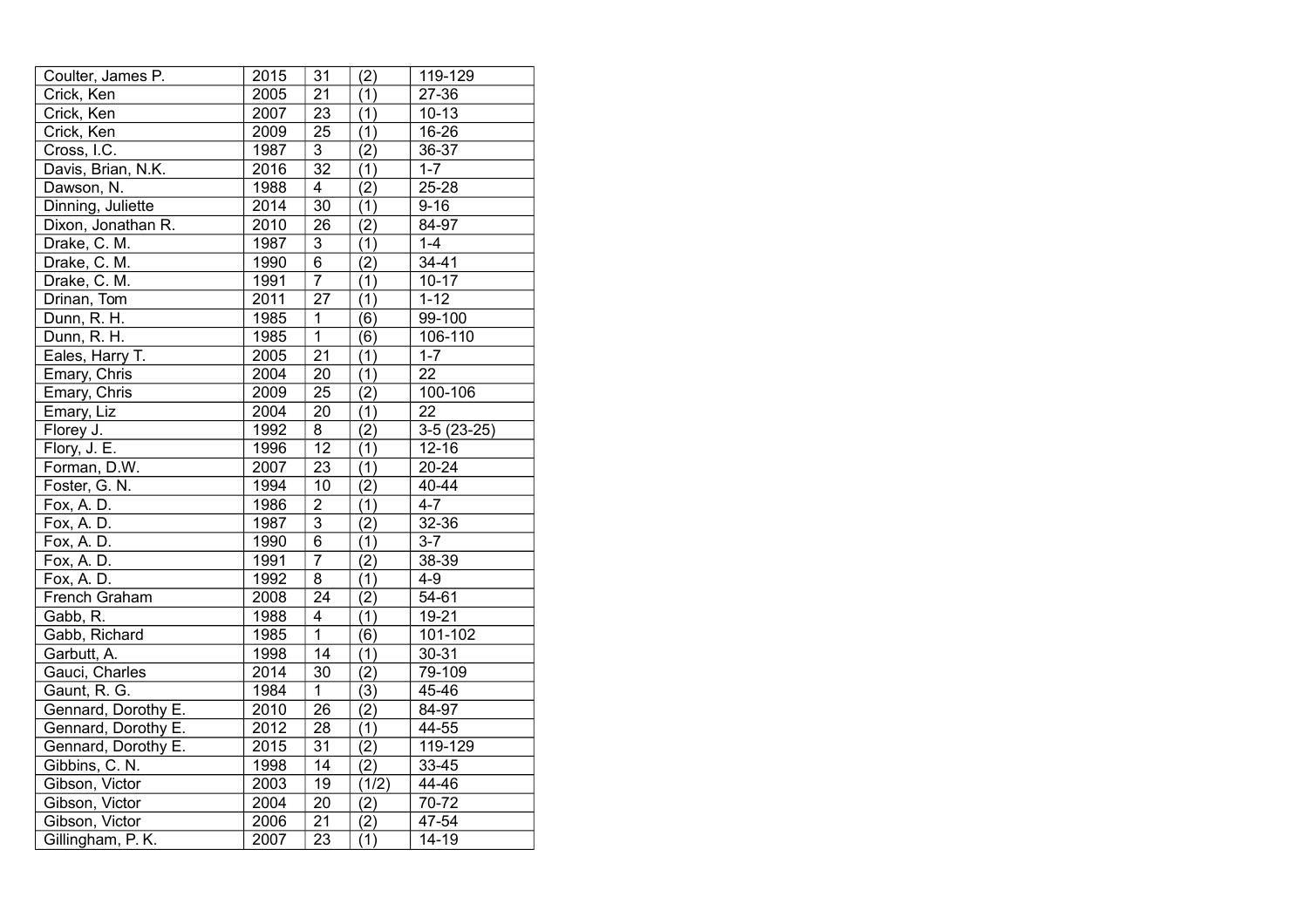| Coulter, James P. | 2015 | 31 | (2) | 119-129 |
|---|---|---|---|---|
| Crick, Ken | 2005 | 21 | (1) | 27-36 |
| Crick, Ken | 2007 | 23 | (1) | 10-13 |
| Crick, Ken | 2009 | 25 | (1) | 16-26 |
| Cross, I.C. | 1987 | 3 | (2) | 36-37 |
| Davis, Brian, N.K. | 2016 | 32 | (1) | 1-7 |
| Dawson, N. | 1988 | 4 | (2) | 25-28 |
| Dinning, Juliette | 2014 | 30 | (1) | 9-16 |
| Dixon, Jonathan R. | 2010 | 26 | (2) | 84-97 |
| Drake, C. M. | 1987 | 3 | (1) | 1-4 |
| Drake, C. M. | 1990 | 6 | (2) | 34-41 |
| Drake, C. M. | 1991 | 7 | (1) | 10-17 |
| Drinan, Tom | 2011 | 27 | (1) | 1-12 |
| Dunn, R. H. | 1985 | 1 | (6) | 99-100 |
| Dunn, R. H. | 1985 | 1 | (6) | 106-110 |
| Eales, Harry T. | 2005 | 21 | (1) | 1-7 |
| Emary, Chris | 2004 | 20 | (1) | 22 |
| Emary, Chris | 2009 | 25 | (2) | 100-106 |
| Emary, Liz | 2004 | 20 | (1) | 22 |
| Florey J. | 1992 | 8 | (2) | 3-5 (23-25) |
| Flory, J. E. | 1996 | 12 | (1) | 12-16 |
| Forman, D.W. | 2007 | 23 | (1) | 20-24 |
| Foster, G. N. | 1994 | 10 | (2) | 40-44 |
| Fox, A. D. | 1986 | 2 | (1) | 4-7 |
| Fox, A. D. | 1987 | 3 | (2) | 32-36 |
| Fox, A. D. | 1990 | 6 | (1) | 3-7 |
| Fox, A. D. | 1991 | 7 | (2) | 38-39 |
| Fox, A. D. | 1992 | 8 | (1) | 4-9 |
| French Graham | 2008 | 24 | (2) | 54-61 |
| Gabb, R. | 1988 | 4 | (1) | 19-21 |
| Gabb, Richard | 1985 | 1 | (6) | 101-102 |
| Garbutt, A. | 1998 | 14 | (1) | 30-31 |
| Gauci, Charles | 2014 | 30 | (2) | 79-109 |
| Gaunt, R. G. | 1984 | 1 | (3) | 45-46 |
| Gennard, Dorothy E. | 2010 | 26 | (2) | 84-97 |
| Gennard, Dorothy E. | 2012 | 28 | (1) | 44-55 |
| Gennard, Dorothy E. | 2015 | 31 | (2) | 119-129 |
| Gibbins, C. N. | 1998 | 14 | (2) | 33-45 |
| Gibson, Victor | 2003 | 19 | (1/2) | 44-46 |
| Gibson, Victor | 2004 | 20 | (2) | 70-72 |
| Gibson, Victor | 2006 | 21 | (2) | 47-54 |
| Gillingham, P. K. | 2007 | 23 | (1) | 14-19 |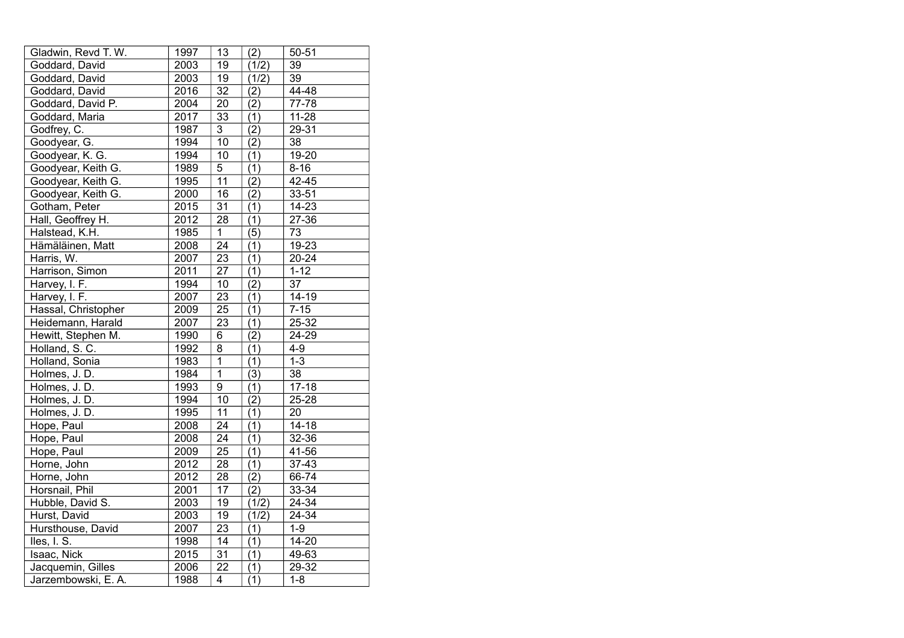| Gladwin, Revd T. W. | 1997 | 13 | (2) | 50-51 |
|---|---|---|---|---|
| Goddard, David | 2003 | 19 | (1/2) | 39 |
| Goddard, David | 2003 | 19 | (1/2) | 39 |
| Goddard, David | 2016 | 32 | (2) | 44-48 |
| Goddard, David P. | 2004 | 20 | (2) | 77-78 |
| Goddard, Maria | 2017 | 33 | (1) | 11-28 |
| Godfrey, C. | 1987 | 3 | (2) | 29-31 |
| Goodyear, G. | 1994 | 10 | (2) | 38 |
| Goodyear, K. G. | 1994 | 10 | (1) | 19-20 |
| Goodyear, Keith G. | 1989 | 5 | (1) | 8-16 |
| Goodyear, Keith G. | 1995 | 11 | (2) | 42-45 |
| Goodyear, Keith G. | 2000 | 16 | (2) | 33-51 |
| Gotham, Peter | 2015 | 31 | (1) | 14-23 |
| Hall, Geoffrey H. | 2012 | 28 | (1) | 27-36 |
| Halstead, K.H. | 1985 | 1 | (5) | 73 |
| Hämäläinen, Matt | 2008 | 24 | (1) | 19-23 |
| Harris, W. | 2007 | 23 | (1) | 20-24 |
| Harrison, Simon | 2011 | 27 | (1) | 1-12 |
| Harvey, I. F. | 1994 | 10 | (2) | 37 |
| Harvey, I. F. | 2007 | 23 | (1) | 14-19 |
| Hassal, Christopher | 2009 | 25 | (1) | 7-15 |
| Heidemann, Harald | 2007 | 23 | (1) | 25-32 |
| Hewitt, Stephen M. | 1990 | 6 | (2) | 24-29 |
| Holland, S. C. | 1992 | 8 | (1) | 4-9 |
| Holland, Sonia | 1983 | 1 | (1) | 1-3 |
| Holmes, J. D. | 1984 | 1 | (3) | 38 |
| Holmes, J. D. | 1993 | 9 | (1) | 17-18 |
| Holmes, J. D. | 1994 | 10 | (2) | 25-28 |
| Holmes, J. D. | 1995 | 11 | (1) | 20 |
| Hope, Paul | 2008 | 24 | (1) | 14-18 |
| Hope, Paul | 2008 | 24 | (1) | 32-36 |
| Hope, Paul | 2009 | 25 | (1) | 41-56 |
| Horne, John | 2012 | 28 | (1) | 37-43 |
| Horne, John | 2012 | 28 | (2) | 66-74 |
| Horsnail, Phil | 2001 | 17 | (2) | 33-34 |
| Hubble, David S. | 2003 | 19 | (1/2) | 24-34 |
| Hurst, David | 2003 | 19 | (1/2) | 24-34 |
| Hursthouse, David | 2007 | 23 | (1) | 1-9 |
| Iles, I. S. | 1998 | 14 | (1) | 14-20 |
| Isaac, Nick | 2015 | 31 | (1) | 49-63 |
| Jacquemin, Gilles | 2006 | 22 | (1) | 29-32 |
| Jarzembowski, E. A. | 1988 | 4 | (1) | 1-8 |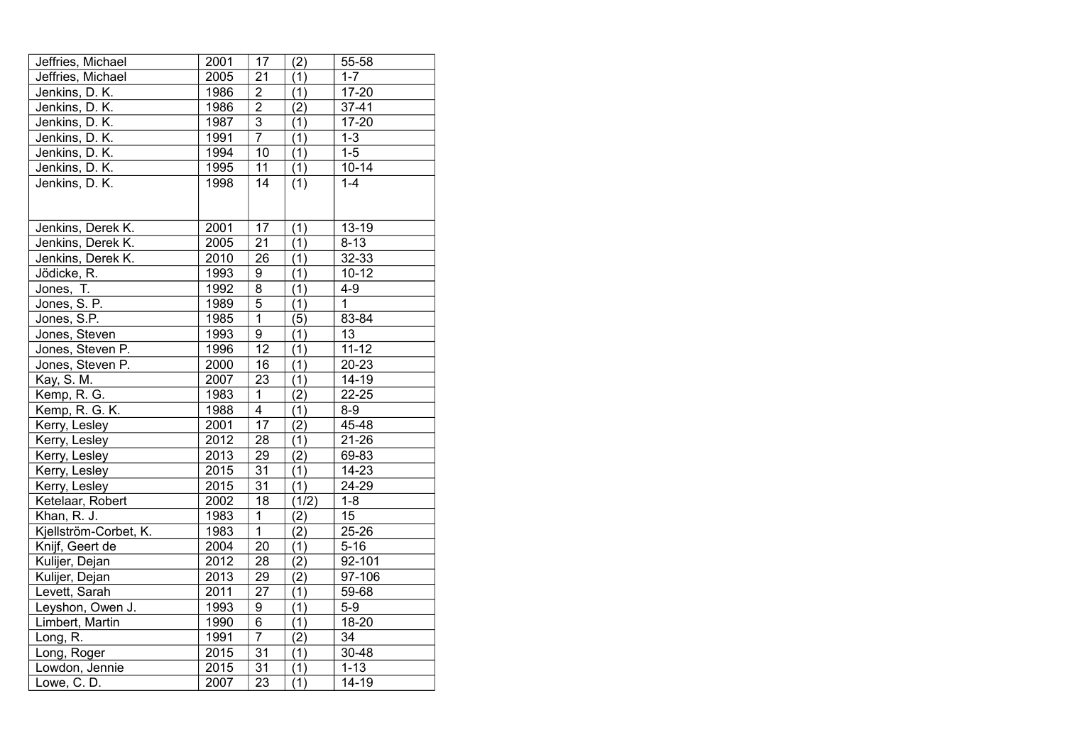| | | | | |
|---|---|---|---|---|
| Jeffries, Michael | 2001 | 17 | (2) | 55-58 |
| Jeffries, Michael | 2005 | 21 | (1) | 1-7 |
| Jenkins, D. K. | 1986 | 2 | (1) | 17-20 |
| Jenkins, D. K. | 1986 | 2 | (2) | 37-41 |
| Jenkins, D. K. | 1987 | 3 | (1) | 17-20 |
| Jenkins, D. K. | 1991 | 7 | (1) | 1-3 |
| Jenkins, D. K. | 1994 | 10 | (1) | 1-5 |
| Jenkins, D. K. | 1995 | 11 | (1) | 10-14 |
| Jenkins, D. K. | 1998 | 14 | (1) | 1-4 |
| Jenkins, Derek K. | 2001 | 17 | (1) | 13-19 |
| Jenkins, Derek K. | 2005 | 21 | (1) | 8-13 |
| Jenkins, Derek K. | 2010 | 26 | (1) | 32-33 |
| Jödicke, R. | 1993 | 9 | (1) | 10-12 |
| Jones, T. | 1992 | 8 | (1) | 4-9 |
| Jones, S. P. | 1989 | 5 | (1) | 1 |
| Jones, S.P. | 1985 | 1 | (5) | 83-84 |
| Jones, Steven | 1993 | 9 | (1) | 13 |
| Jones, Steven P. | 1996 | 12 | (1) | 11-12 |
| Jones, Steven P. | 2000 | 16 | (1) | 20-23 |
| Kay, S. M. | 2007 | 23 | (1) | 14-19 |
| Kemp, R. G. | 1983 | 1 | (2) | 22-25 |
| Kemp, R. G. K. | 1988 | 4 | (1) | 8-9 |
| Kerry, Lesley | 2001 | 17 | (2) | 45-48 |
| Kerry, Lesley | 2012 | 28 | (1) | 21-26 |
| Kerry, Lesley | 2013 | 29 | (2) | 69-83 |
| Kerry, Lesley | 2015 | 31 | (1) | 14-23 |
| Kerry, Lesley | 2015 | 31 | (1) | 24-29 |
| Ketelaar, Robert | 2002 | 18 | (1/2) | 1-8 |
| Khan, R. J. | 1983 | 1 | (2) | 15 |
| Kjellström-Corbet, K. | 1983 | 1 | (2) | 25-26 |
| Knijf, Geert de | 2004 | 20 | (1) | 5-16 |
| Kulijer, Dejan | 2012 | 28 | (2) | 92-101 |
| Kulijer, Dejan | 2013 | 29 | (2) | 97-106 |
| Levett, Sarah | 2011 | 27 | (1) | 59-68 |
| Leyshon, Owen J. | 1993 | 9 | (1) | 5-9 |
| Limbert, Martin | 1990 | 6 | (1) | 18-20 |
| Long, R. | 1991 | 7 | (2) | 34 |
| Long, Roger | 2015 | 31 | (1) | 30-48 |
| Lowdon, Jennie | 2015 | 31 | (1) | 1-13 |
| Lowe, C. D. | 2007 | 23 | (1) | 14-19 |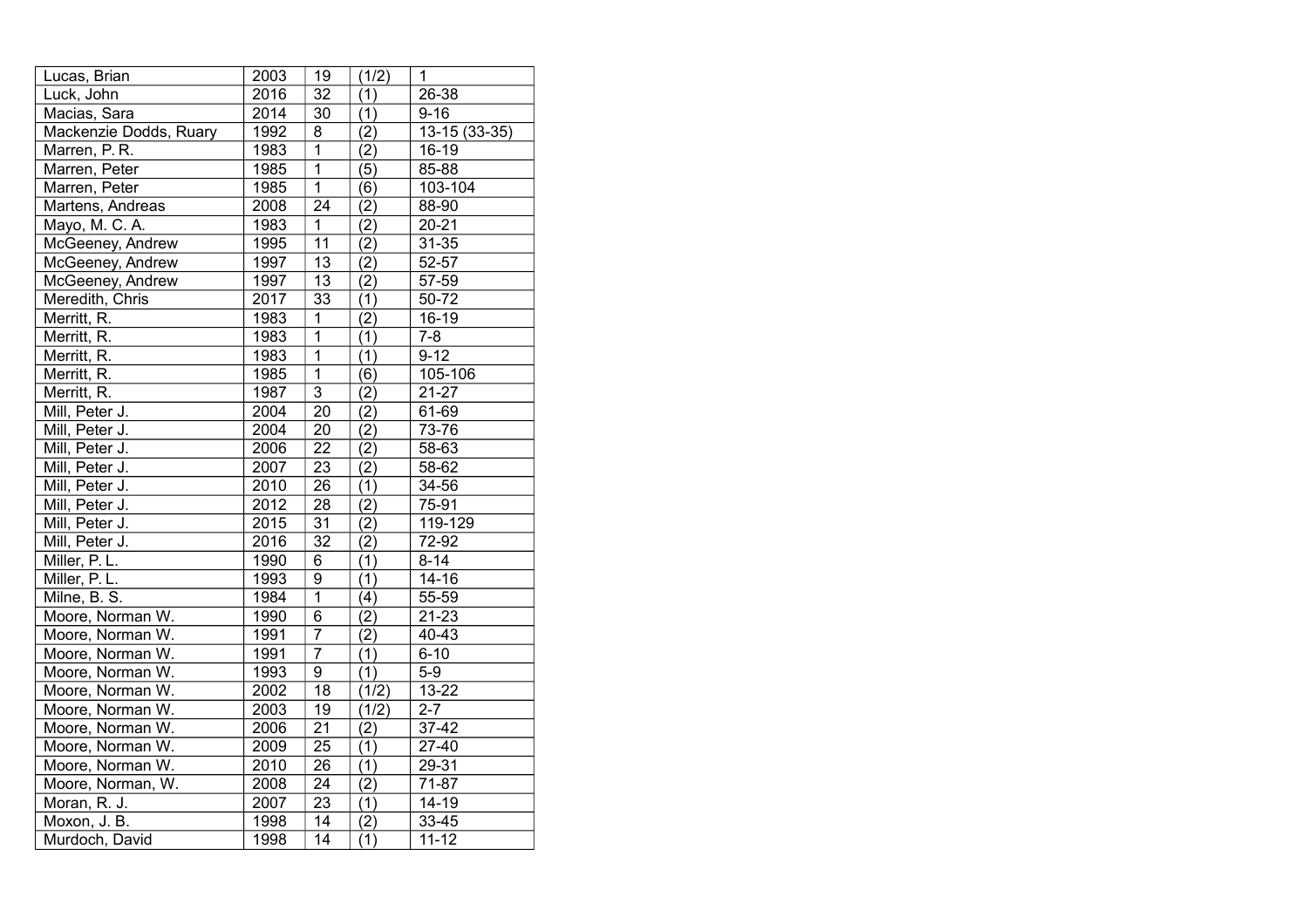| Lucas, Brian | 2003 | 19 | (1/2) | 1 |
|---|---|---|---|---|
| Luck, John | 2016 | 32 | (1) | 26-38 |
| Macias, Sara | 2014 | 30 | (1) | 9-16 |
| Mackenzie Dodds, Ruary | 1992 | 8 | (2) | 13-15 (33-35) |
| Marren, P. R. | 1983 | 1 | (2) | 16-19 |
| Marren, Peter | 1985 | 1 | (5) | 85-88 |
| Marren, Peter | 1985 | 1 | (6) | 103-104 |
| Martens, Andreas | 2008 | 24 | (2) | 88-90 |
| Mayo, M. C. A. | 1983 | 1 | (2) | 20-21 |
| McGeeney, Andrew | 1995 | 11 | (2) | 31-35 |
| McGeeney, Andrew | 1997 | 13 | (2) | 52-57 |
| McGeeney, Andrew | 1997 | 13 | (2) | 57-59 |
| Meredith, Chris | 2017 | 33 | (1) | 50-72 |
| Merritt, R. | 1983 | 1 | (2) | 16-19 |
| Merritt, R. | 1983 | 1 | (1) | 7-8 |
| Merritt, R. | 1983 | 1 | (1) | 9-12 |
| Merritt, R. | 1985 | 1 | (6) | 105-106 |
| Merritt, R. | 1987 | 3 | (2) | 21-27 |
| Mill, Peter J. | 2004 | 20 | (2) | 61-69 |
| Mill, Peter J. | 2004 | 20 | (2) | 73-76 |
| Mill, Peter J. | 2006 | 22 | (2) | 58-63 |
| Mill, Peter J. | 2007 | 23 | (2) | 58-62 |
| Mill, Peter J. | 2010 | 26 | (1) | 34-56 |
| Mill, Peter J. | 2012 | 28 | (2) | 75-91 |
| Mill, Peter J. | 2015 | 31 | (2) | 119-129 |
| Mill, Peter J. | 2016 | 32 | (2) | 72-92 |
| Miller, P. L. | 1990 | 6 | (1) | 8-14 |
| Miller, P. L. | 1993 | 9 | (1) | 14-16 |
| Milne, B. S. | 1984 | 1 | (4) | 55-59 |
| Moore, Norman W. | 1990 | 6 | (2) | 21-23 |
| Moore, Norman W. | 1991 | 7 | (2) | 40-43 |
| Moore, Norman W. | 1991 | 7 | (1) | 6-10 |
| Moore, Norman W. | 1993 | 9 | (1) | 5-9 |
| Moore, Norman W. | 2002 | 18 | (1/2) | 13-22 |
| Moore, Norman W. | 2003 | 19 | (1/2) | 2-7 |
| Moore, Norman W. | 2006 | 21 | (2) | 37-42 |
| Moore, Norman W. | 2009 | 25 | (1) | 27-40 |
| Moore, Norman W. | 2010 | 26 | (1) | 29-31 |
| Moore, Norman, W. | 2008 | 24 | (2) | 71-87 |
| Moran, R. J. | 2007 | 23 | (1) | 14-19 |
| Moxon, J. B. | 1998 | 14 | (2) | 33-45 |
| Murdoch, David | 1998 | 14 | (1) | 11-12 |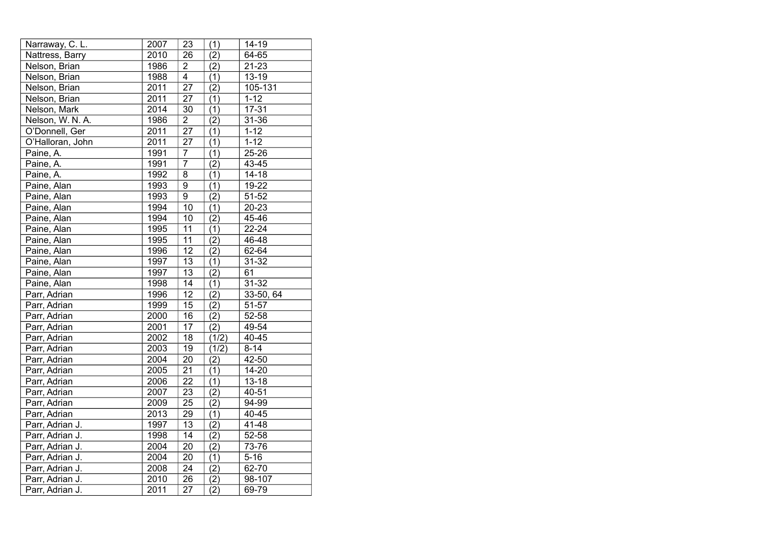| Narraway, C. L. | 2007 | 23 | (1) | 14-19 |
|---|---|---|---|---|
| Nattress, Barry | 2010 | 26 | (2) | 64-65 |
| Nelson, Brian | 1986 | 2 | (2) | 21-23 |
| Nelson, Brian | 1988 | 4 | (1) | 13-19 |
| Nelson, Brian | 2011 | 27 | (2) | 105-131 |
| Nelson, Brian | 2011 | 27 | (1) | 1-12 |
| Nelson, Mark | 2014 | 30 | (1) | 17-31 |
| Nelson, W. N. A. | 1986 | 2 | (2) | 31-36 |
| O'Donnell, Ger | 2011 | 27 | (1) | 1-12 |
| O'Halloran, John | 2011 | 27 | (1) | 1-12 |
| Paine, A. | 1991 | 7 | (1) | 25-26 |
| Paine, A. | 1991 | 7 | (2) | 43-45 |
| Paine, A. | 1992 | 8 | (1) | 14-18 |
| Paine, Alan | 1993 | 9 | (1) | 19-22 |
| Paine, Alan | 1993 | 9 | (2) | 51-52 |
| Paine, Alan | 1994 | 10 | (1) | 20-23 |
| Paine, Alan | 1994 | 10 | (2) | 45-46 |
| Paine, Alan | 1995 | 11 | (1) | 22-24 |
| Paine, Alan | 1995 | 11 | (2) | 46-48 |
| Paine, Alan | 1996 | 12 | (2) | 62-64 |
| Paine, Alan | 1997 | 13 | (1) | 31-32 |
| Paine, Alan | 1997 | 13 | (2) | 61 |
| Paine, Alan | 1998 | 14 | (1) | 31-32 |
| Parr, Adrian | 1996 | 12 | (2) | 33-50, 64 |
| Parr, Adrian | 1999 | 15 | (2) | 51-57 |
| Parr, Adrian | 2000 | 16 | (2) | 52-58 |
| Parr, Adrian | 2001 | 17 | (2) | 49-54 |
| Parr, Adrian | 2002 | 18 | (1/2) | 40-45 |
| Parr, Adrian | 2003 | 19 | (1/2) | 8-14 |
| Parr, Adrian | 2004 | 20 | (2) | 42-50 |
| Parr, Adrian | 2005 | 21 | (1) | 14-20 |
| Parr, Adrian | 2006 | 22 | (1) | 13-18 |
| Parr, Adrian | 2007 | 23 | (2) | 40-51 |
| Parr, Adrian | 2009 | 25 | (2) | 94-99 |
| Parr, Adrian | 2013 | 29 | (1) | 40-45 |
| Parr, Adrian J. | 1997 | 13 | (2) | 41-48 |
| Parr, Adrian J. | 1998 | 14 | (2) | 52-58 |
| Parr, Adrian J. | 2004 | 20 | (2) | 73-76 |
| Parr, Adrian J. | 2004 | 20 | (1) | 5-16 |
| Parr, Adrian J. | 2008 | 24 | (2) | 62-70 |
| Parr, Adrian J. | 2010 | 26 | (2) | 98-107 |
| Parr, Adrian J. | 2011 | 27 | (2) | 69-79 |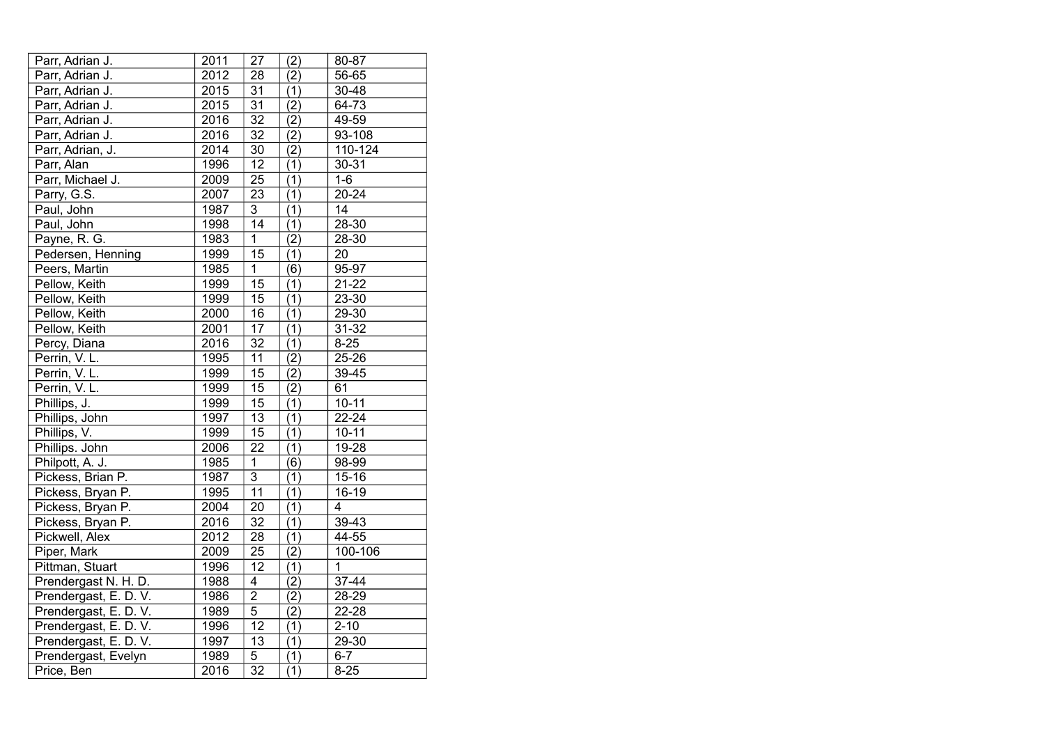| | | | | |
|---|---|---|---|---|
| Parr, Adrian J. | 2011 | 27 | (2) | 80-87 |
| Parr, Adrian J. | 2012 | 28 | (2) | 56-65 |
| Parr, Adrian J. | 2015 | 31 | (1) | 30-48 |
| Parr, Adrian J. | 2015 | 31 | (2) | 64-73 |
| Parr, Adrian J. | 2016 | 32 | (2) | 49-59 |
| Parr, Adrian J. | 2016 | 32 | (2) | 93-108 |
| Parr, Adrian, J. | 2014 | 30 | (2) | 110-124 |
| Parr, Alan | 1996 | 12 | (1) | 30-31 |
| Parr, Michael J. | 2009 | 25 | (1) | 1-6 |
| Parry, G.S. | 2007 | 23 | (1) | 20-24 |
| Paul, John | 1987 | 3 | (1) | 14 |
| Paul, John | 1998 | 14 | (1) | 28-30 |
| Payne, R. G. | 1983 | 1 | (2) | 28-30 |
| Pedersen, Henning | 1999 | 15 | (1) | 20 |
| Peers, Martin | 1985 | 1 | (6) | 95-97 |
| Pellow, Keith | 1999 | 15 | (1) | 21-22 |
| Pellow, Keith | 1999 | 15 | (1) | 23-30 |
| Pellow, Keith | 2000 | 16 | (1) | 29-30 |
| Pellow, Keith | 2001 | 17 | (1) | 31-32 |
| Percy, Diana | 2016 | 32 | (1) | 8-25 |
| Perrin, V. L. | 1995 | 11 | (2) | 25-26 |
| Perrin, V. L. | 1999 | 15 | (2) | 39-45 |
| Perrin, V. L. | 1999 | 15 | (2) | 61 |
| Phillips, J. | 1999 | 15 | (1) | 10-11 |
| Phillips, John | 1997 | 13 | (1) | 22-24 |
| Phillips, V. | 1999 | 15 | (1) | 10-11 |
| Phillips. John | 2006 | 22 | (1) | 19-28 |
| Philpott, A. J. | 1985 | 1 | (6) | 98-99 |
| Pickess, Brian P. | 1987 | 3 | (1) | 15-16 |
| Pickess, Bryan P. | 1995 | 11 | (1) | 16-19 |
| Pickess, Bryan P. | 2004 | 20 | (1) | 4 |
| Pickess, Bryan P. | 2016 | 32 | (1) | 39-43 |
| Pickwell, Alex | 2012 | 28 | (1) | 44-55 |
| Piper, Mark | 2009 | 25 | (2) | 100-106 |
| Pittman, Stuart | 1996 | 12 | (1) | 1 |
| Prendergast N. H. D. | 1988 | 4 | (2) | 37-44 |
| Prendergast, E. D. V. | 1986 | 2 | (2) | 28-29 |
| Prendergast, E. D. V. | 1989 | 5 | (2) | 22-28 |
| Prendergast, E. D. V. | 1996 | 12 | (1) | 2-10 |
| Prendergast, E. D. V. | 1997 | 13 | (1) | 29-30 |
| Prendergast, Evelyn | 1989 | 5 | (1) | 6-7 |
| Price, Ben | 2016 | 32 | (1) | 8-25 |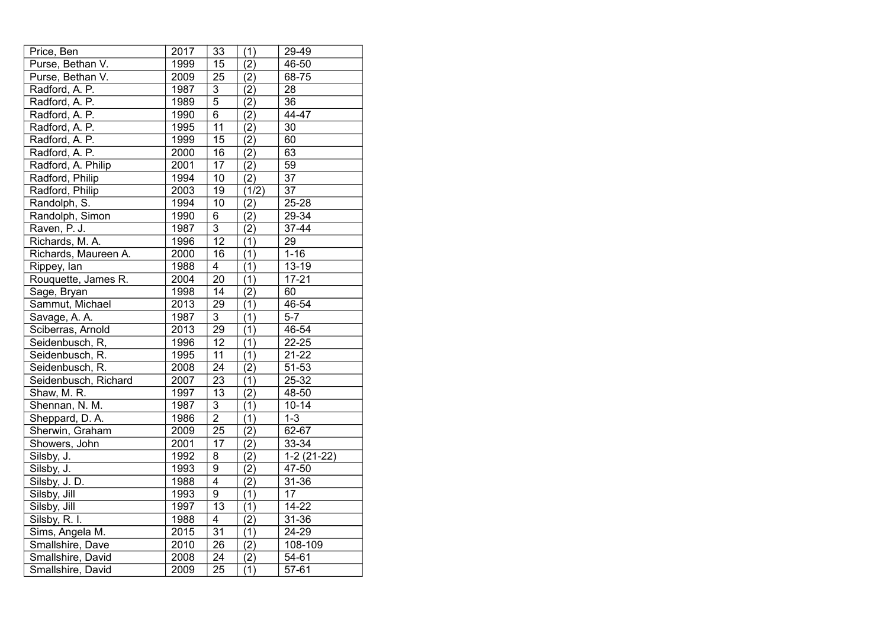| | | | | |
|---|---|---|---|---|
| Price, Ben | 2017 | 33 | (1) | 29-49 |
| Purse, Bethan V. | 1999 | 15 | (2) | 46-50 |
| Purse, Bethan V. | 2009 | 25 | (2) | 68-75 |
| Radford, A. P. | 1987 | 3 | (2) | 28 |
| Radford, A. P. | 1989 | 5 | (2) | 36 |
| Radford, A. P. | 1990 | 6 | (2) | 44-47 |
| Radford, A. P. | 1995 | 11 | (2) | 30 |
| Radford, A. P. | 1999 | 15 | (2) | 60 |
| Radford, A. P. | 2000 | 16 | (2) | 63 |
| Radford, A. Philip | 2001 | 17 | (2) | 59 |
| Radford, Philip | 1994 | 10 | (2) | 37 |
| Radford, Philip | 2003 | 19 | (1/2) | 37 |
| Randolph, S. | 1994 | 10 | (2) | 25-28 |
| Randolph, Simon | 1990 | 6 | (2) | 29-34 |
| Raven, P. J. | 1987 | 3 | (2) | 37-44 |
| Richards, M. A. | 1996 | 12 | (1) | 29 |
| Richards, Maureen A. | 2000 | 16 | (1) | 1-16 |
| Rippey, Ian | 1988 | 4 | (1) | 13-19 |
| Rouquette, James R. | 2004 | 20 | (1) | 17-21 |
| Sage, Bryan | 1998 | 14 | (2) | 60 |
| Sammut, Michael | 2013 | 29 | (1) | 46-54 |
| Savage, A. A. | 1987 | 3 | (1) | 5-7 |
| Sciberras, Arnold | 2013 | 29 | (1) | 46-54 |
| Seidenbusch, R, | 1996 | 12 | (1) | 22-25 |
| Seidenbusch, R. | 1995 | 11 | (1) | 21-22 |
| Seidenbusch, R. | 2008 | 24 | (2) | 51-53 |
| Seidenbusch, Richard | 2007 | 23 | (1) | 25-32 |
| Shaw, M. R. | 1997 | 13 | (2) | 48-50 |
| Shennan, N. M. | 1987 | 3 | (1) | 10-14 |
| Sheppard, D. A. | 1986 | 2 | (1) | 1-3 |
| Sherwin, Graham | 2009 | 25 | (2) | 62-67 |
| Showers, John | 2001 | 17 | (2) | 33-34 |
| Silsby, J. | 1992 | 8 | (2) | 1-2 (21-22) |
| Silsby, J. | 1993 | 9 | (2) | 47-50 |
| Silsby, J. D. | 1988 | 4 | (2) | 31-36 |
| Silsby, Jill | 1993 | 9 | (1) | 17 |
| Silsby, Jill | 1997 | 13 | (1) | 14-22 |
| Silsby, R. I. | 1988 | 4 | (2) | 31-36 |
| Sims, Angela M. | 2015 | 31 | (1) | 24-29 |
| Smallshire, Dave | 2010 | 26 | (2) | 108-109 |
| Smallshire, David | 2008 | 24 | (2) | 54-61 |
| Smallshire, David | 2009 | 25 | (1) | 57-61 |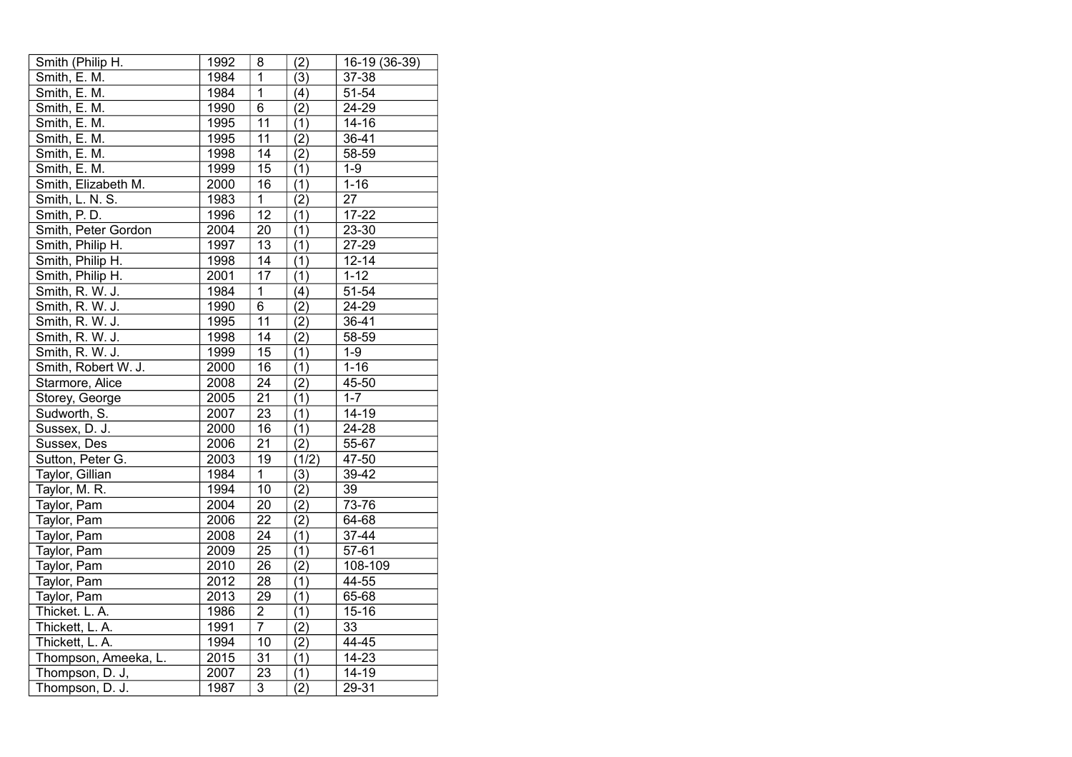| Smith (Philip H. | 1992 | 8 | (2) | 16-19 (36-39) |
|---|---|---|---|---|
| Smith, E. M. | 1984 | 1 | (3) | 37-38 |
| Smith, E. M. | 1984 | 1 | (4) | 51-54 |
| Smith, E. M. | 1990 | 6 | (2) | 24-29 |
| Smith, E. M. | 1995 | 11 | (1) | 14-16 |
| Smith, E. M. | 1995 | 11 | (2) | 36-41 |
| Smith, E. M. | 1998 | 14 | (2) | 58-59 |
| Smith, E. M. | 1999 | 15 | (1) | 1-9 |
| Smith, Elizabeth M. | 2000 | 16 | (1) | 1-16 |
| Smith, L. N. S. | 1983 | 1 | (2) | 27 |
| Smith, P. D. | 1996 | 12 | (1) | 17-22 |
| Smith, Peter Gordon | 2004 | 20 | (1) | 23-30 |
| Smith, Philip H. | 1997 | 13 | (1) | 27-29 |
| Smith, Philip H. | 1998 | 14 | (1) | 12-14 |
| Smith, Philip H. | 2001 | 17 | (1) | 1-12 |
| Smith, R. W. J. | 1984 | 1 | (4) | 51-54 |
| Smith, R. W. J. | 1990 | 6 | (2) | 24-29 |
| Smith, R. W. J. | 1995 | 11 | (2) | 36-41 |
| Smith, R. W. J. | 1998 | 14 | (2) | 58-59 |
| Smith, R. W. J. | 1999 | 15 | (1) | 1-9 |
| Smith, Robert W. J. | 2000 | 16 | (1) | 1-16 |
| Starmore, Alice | 2008 | 24 | (2) | 45-50 |
| Storey, George | 2005 | 21 | (1) | 1-7 |
| Sudworth, S. | 2007 | 23 | (1) | 14-19 |
| Sussex, D. J. | 2000 | 16 | (1) | 24-28 |
| Sussex, Des | 2006 | 21 | (2) | 55-67 |
| Sutton, Peter G. | 2003 | 19 | (1/2) | 47-50 |
| Taylor, Gillian | 1984 | 1 | (3) | 39-42 |
| Taylor, M. R. | 1994 | 10 | (2) | 39 |
| Taylor, Pam | 2004 | 20 | (2) | 73-76 |
| Taylor, Pam | 2006 | 22 | (2) | 64-68 |
| Taylor, Pam | 2008 | 24 | (1) | 37-44 |
| Taylor, Pam | 2009 | 25 | (1) | 57-61 |
| Taylor, Pam | 2010 | 26 | (2) | 108-109 |
| Taylor, Pam | 2012 | 28 | (1) | 44-55 |
| Taylor, Pam | 2013 | 29 | (1) | 65-68 |
| Thicket. L. A. | 1986 | 2 | (1) | 15-16 |
| Thickett, L. A. | 1991 | 7 | (2) | 33 |
| Thickett, L. A. | 1994 | 10 | (2) | 44-45 |
| Thompson, Ameeka, L. | 2015 | 31 | (1) | 14-23 |
| Thompson, D. J, | 2007 | 23 | (1) | 14-19 |
| Thompson, D. J. | 1987 | 3 | (2) | 29-31 |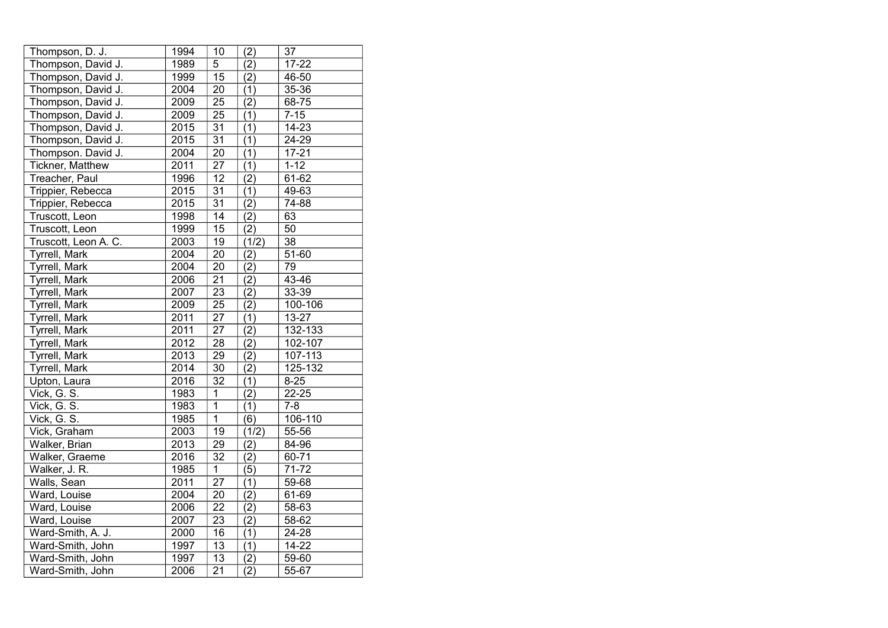| Thompson, D. J. | 1994 | 10 | (2) | 37 |
|---|---|---|---|---|
| Thompson, David J. | 1989 | 5 | (2) | 17-22 |
| Thompson, David J. | 1999 | 15 | (2) | 46-50 |
| Thompson, David J. | 2004 | 20 | (1) | 35-36 |
| Thompson, David J. | 2009 | 25 | (2) | 68-75 |
| Thompson, David J. | 2009 | 25 | (1) | 7-15 |
| Thompson, David J. | 2015 | 31 | (1) | 14-23 |
| Thompson, David J. | 2015 | 31 | (1) | 24-29 |
| Thompson. David J. | 2004 | 20 | (1) | 17-21 |
| Tickner, Matthew | 2011 | 27 | (1) | 1-12 |
| Treacher, Paul | 1996 | 12 | (2) | 61-62 |
| Trippier, Rebecca | 2015 | 31 | (1) | 49-63 |
| Trippier, Rebecca | 2015 | 31 | (2) | 74-88 |
| Truscott, Leon | 1998 | 14 | (2) | 63 |
| Truscott, Leon | 1999 | 15 | (2) | 50 |
| Truscott, Leon A. C. | 2003 | 19 | (1/2) | 38 |
| Tyrrell, Mark | 2004 | 20 | (2) | 51-60 |
| Tyrrell, Mark | 2004 | 20 | (2) | 79 |
| Tyrrell, Mark | 2006 | 21 | (2) | 43-46 |
| Tyrrell, Mark | 2007 | 23 | (2) | 33-39 |
| Tyrrell, Mark | 2009 | 25 | (2) | 100-106 |
| Tyrrell, Mark | 2011 | 27 | (1) | 13-27 |
| Tyrrell, Mark | 2011 | 27 | (2) | 132-133 |
| Tyrrell, Mark | 2012 | 28 | (2) | 102-107 |
| Tyrrell, Mark | 2013 | 29 | (2) | 107-113 |
| Tyrrell, Mark | 2014 | 30 | (2) | 125-132 |
| Upton, Laura | 2016 | 32 | (1) | 8-25 |
| Vick, G. S. | 1983 | 1 | (2) | 22-25 |
| Vick, G. S. | 1983 | 1 | (1) | 7-8 |
| Vick, G. S. | 1985 | 1 | (6) | 106-110 |
| Vick, Graham | 2003 | 19 | (1/2) | 55-56 |
| Walker, Brian | 2013 | 29 | (2) | 84-96 |
| Walker, Graeme | 2016 | 32 | (2) | 60-71 |
| Walker, J. R. | 1985 | 1 | (5) | 71-72 |
| Walls, Sean | 2011 | 27 | (1) | 59-68 |
| Ward, Louise | 2004 | 20 | (2) | 61-69 |
| Ward, Louise | 2006 | 22 | (2) | 58-63 |
| Ward, Louise | 2007 | 23 | (2) | 58-62 |
| Ward-Smith, A. J. | 2000 | 16 | (1) | 24-28 |
| Ward-Smith, John | 1997 | 13 | (1) | 14-22 |
| Ward-Smith, John | 1997 | 13 | (2) | 59-60 |
| Ward-Smith, John | 2006 | 21 | (2) | 55-67 |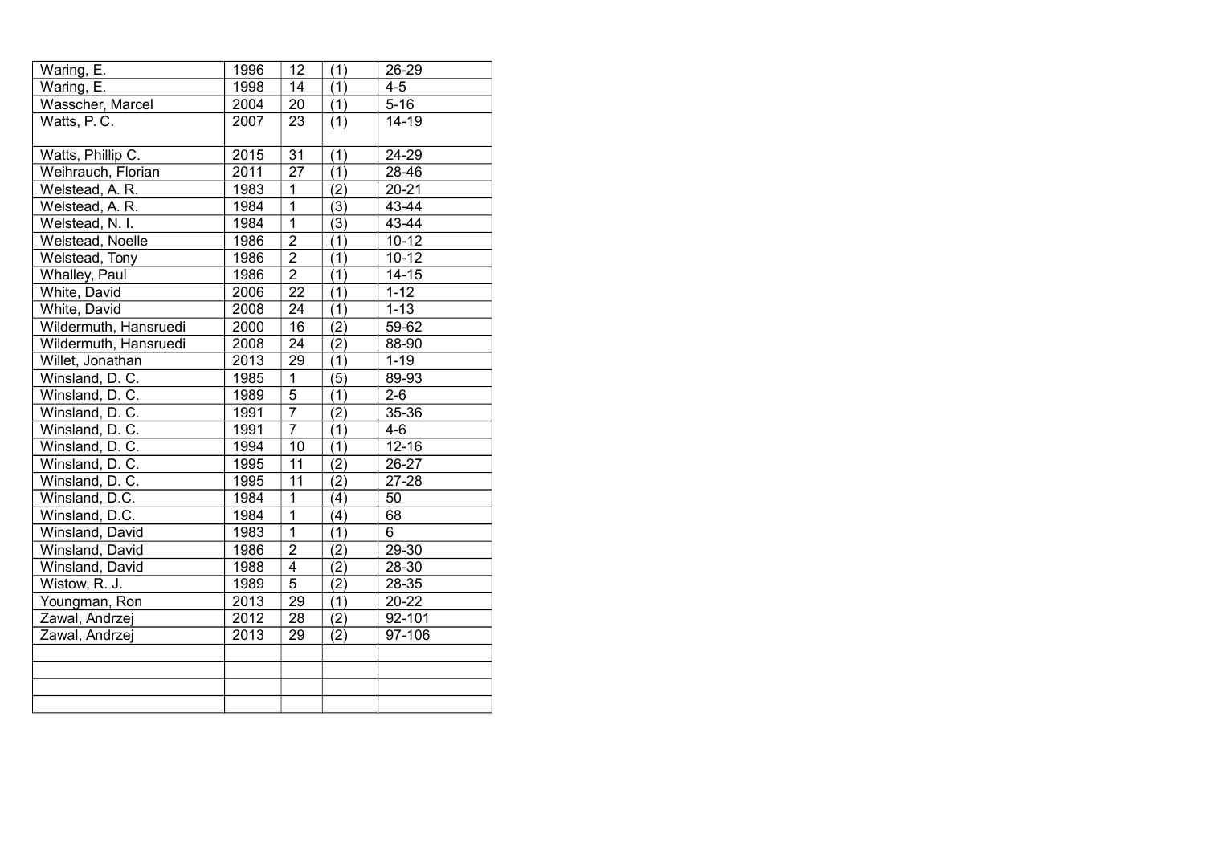| | | | | |
|---|---|---|---|---|
| Waring, E. | 1996 | 12 | (1) | 26-29 |
| Waring, E. | 1998 | 14 | (1) | 4-5 |
| Wasscher, Marcel | 2004 | 20 | (1) | 5-16 |
| Watts, P. C. | 2007 | 23 | (1) | 14-19 |
| Watts, Phillip C. | 2015 | 31 | (1) | 24-29 |
| Weihrauch, Florian | 2011 | 27 | (1) | 28-46 |
| Welstead, A. R. | 1983 | 1 | (2) | 20-21 |
| Welstead, A. R. | 1984 | 1 | (3) | 43-44 |
| Welstead, N. I. | 1984 | 1 | (3) | 43-44 |
| Welstead, Noelle | 1986 | 2 | (1) | 10-12 |
| Welstead, Tony | 1986 | 2 | (1) | 10-12 |
| Whalley, Paul | 1986 | 2 | (1) | 14-15 |
| White, David | 2006 | 22 | (1) | 1-12 |
| White, David | 2008 | 24 | (1) | 1-13 |
| Wildermuth, Hansruedi | 2000 | 16 | (2) | 59-62 |
| Wildermuth, Hansruedi | 2008 | 24 | (2) | 88-90 |
| Willet, Jonathan | 2013 | 29 | (1) | 1-19 |
| Winsland, D. C. | 1985 | 1 | (5) | 89-93 |
| Winsland, D. C. | 1989 | 5 | (1) | 2-6 |
| Winsland, D. C. | 1991 | 7 | (2) | 35-36 |
| Winsland, D. C. | 1991 | 7 | (1) | 4-6 |
| Winsland, D. C. | 1994 | 10 | (1) | 12-16 |
| Winsland, D. C. | 1995 | 11 | (2) | 26-27 |
| Winsland, D. C. | 1995 | 11 | (2) | 27-28 |
| Winsland, D.C. | 1984 | 1 | (4) | 50 |
| Winsland, D.C. | 1984 | 1 | (4) | 68 |
| Winsland, David | 1983 | 1 | (1) | 6 |
| Winsland, David | 1986 | 2 | (2) | 29-30 |
| Winsland, David | 1988 | 4 | (2) | 28-30 |
| Wistow, R. J. | 1989 | 5 | (2) | 28-35 |
| Youngman, Ron | 2013 | 29 | (1) | 20-22 |
| Zawal, Andrzej | 2012 | 28 | (2) | 92-101 |
| Zawal, Andrzej | 2013 | 29 | (2) | 97-106 |
| | | | | |
| | | | | |
| | | | | |
| | | | | |